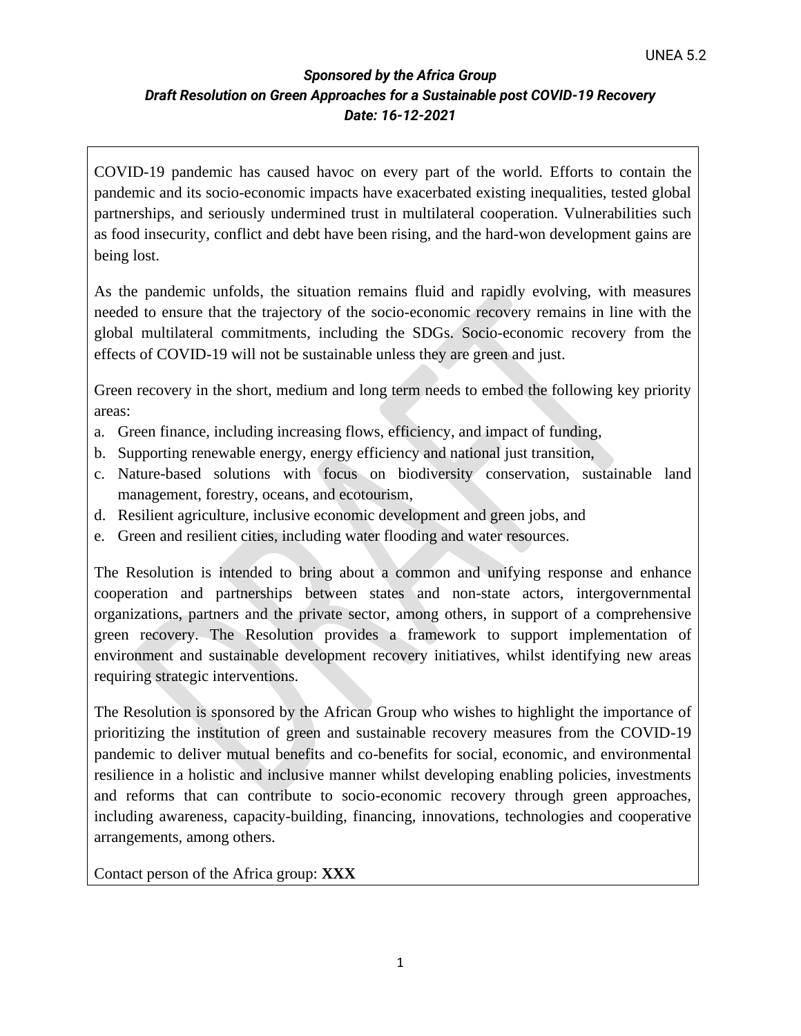UNEA 5.2

***Sponsored by the Africa Group***
***Draft Resolution on Green Approaches for a Sustainable post COVID-19 Recovery***
***Date: 16-12-2021***

COVID-19 pandemic has caused havoc on every part of the world. Efforts to contain the pandemic and its socio-economic impacts have exacerbated existing inequalities, tested global partnerships, and seriously undermined trust in multilateral cooperation. Vulnerabilities such as food insecurity, conflict and debt have been rising, and the hard-won development gains are being lost.

As the pandemic unfolds, the situation remains fluid and rapidly evolving, with measures needed to ensure that the trajectory of the socio-economic recovery remains in line with the global multilateral commitments, including the SDGs. Socio-economic recovery from the effects of COVID-19 will not be sustainable unless they are green and just.

Green recovery in the short, medium and long term needs to embed the following key priority areas:

a. Green finance, including increasing flows, efficiency, and impact of funding,
b. Supporting renewable energy, energy efficiency and national just transition,
c. Nature-based solutions with focus on biodiversity conservation, sustainable land management, forestry, oceans, and ecotourism,
d. Resilient agriculture, inclusive economic development and green jobs, and
e. Green and resilient cities, including water flooding and water resources.

The Resolution is intended to bring about a common and unifying response and enhance cooperation and partnerships between states and non-state actors, intergovernmental organizations, partners and the private sector, among others, in support of a comprehensive green recovery. The Resolution provides a framework to support implementation of environment and sustainable development recovery initiatives, whilst identifying new areas requiring strategic interventions.

The Resolution is sponsored by the African Group who wishes to highlight the importance of prioritizing the institution of green and sustainable recovery measures from the COVID-19 pandemic to deliver mutual benefits and co-benefits for social, economic, and environmental resilience in a holistic and inclusive manner whilst developing enabling policies, investments and reforms that can contribute to socio-economic recovery through green approaches, including awareness, capacity-building, financing, innovations, technologies and cooperative arrangements, among others.

Contact person of the Africa group: **XXX**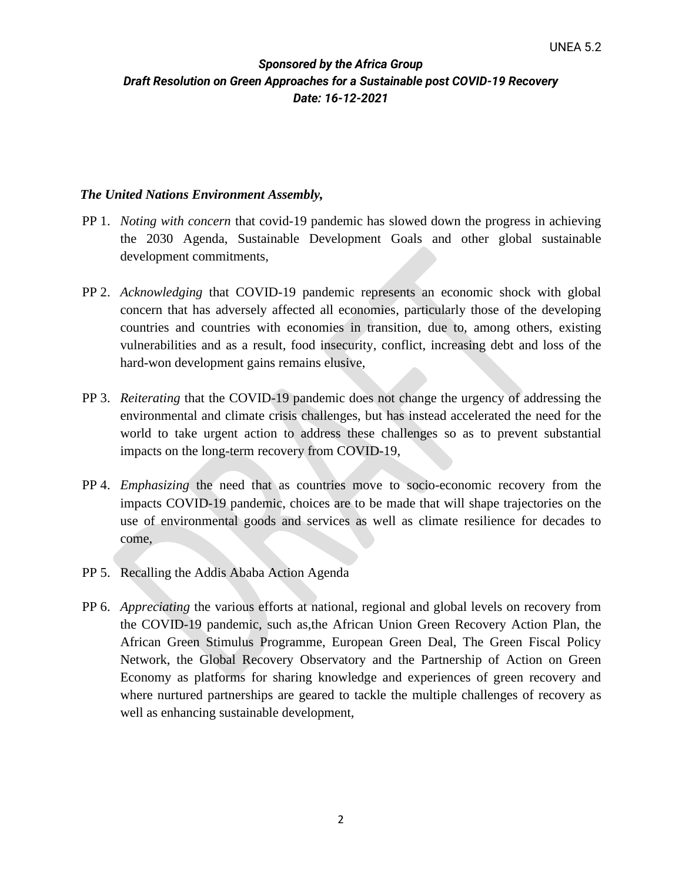***Sponsored by the Africa Group***
***Draft Resolution on Green Approaches for a Sustainable post COVID-19 Recovery***
***Date: 16-12-2021***

***The United Nations Environment Assembly,***

PP 1. *Noting with concern* that covid-19 pandemic has slowed down the progress in achieving the 2030 Agenda, Sustainable Development Goals and other global sustainable development commitments,

PP 2. *Acknowledging* that COVID-19 pandemic represents an economic shock with global concern that has adversely affected all economies, particularly those of the developing countries and countries with economies in transition, due to, among others, existing vulnerabilities and as a result, food insecurity, conflict, increasing debt and loss of the hard-won development gains remains elusive,

PP 3. *Reiterating* that the COVID-19 pandemic does not change the urgency of addressing the environmental and climate crisis challenges, but has instead accelerated the need for the world to take urgent action to address these challenges so as to prevent substantial impacts on the long-term recovery from COVID-19,

PP 4. *Emphasizing* the need that as countries move to socio-economic recovery from the impacts COVID-19 pandemic, choices are to be made that will shape trajectories on the use of environmental goods and services as well as climate resilience for decades to come,

PP 5. Recalling the Addis Ababa Action Agenda

PP 6. *Appreciating* the various efforts at national, regional and global levels on recovery from the COVID-19 pandemic, such as,the African Union Green Recovery Action Plan, the African Green Stimulus Programme, European Green Deal, The Green Fiscal Policy Network, the Global Recovery Observatory and the Partnership of Action on Green Economy as platforms for sharing knowledge and experiences of green recovery and where nurtured partnerships are geared to tackle the multiple challenges of recovery as well as enhancing sustainable development,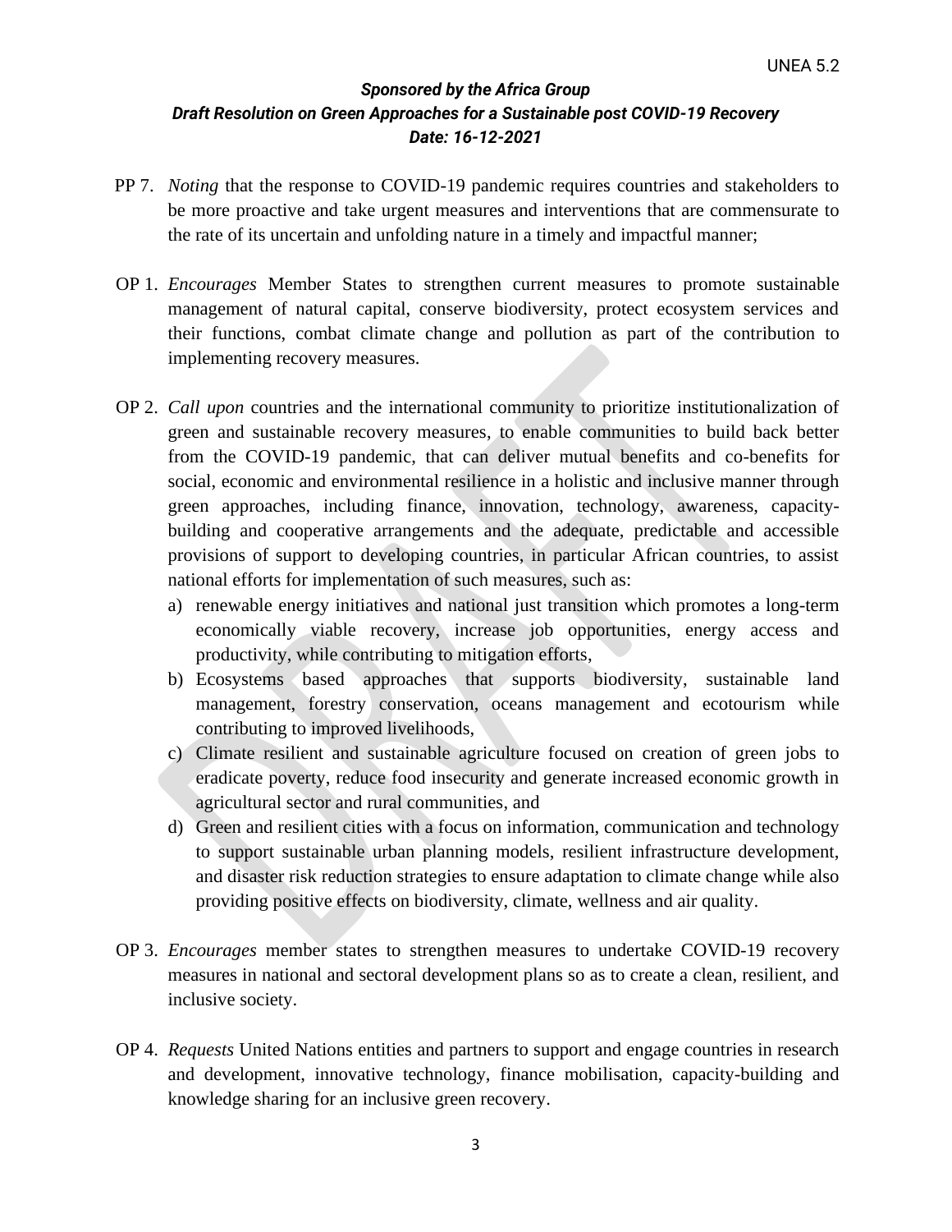***Sponsored by the Africa Group***
***Draft Resolution on Green Approaches for a Sustainable post COVID-19 Recovery***
***Date: 16-12-2021***

PP 7. *Noting* that the response to COVID-19 pandemic requires countries and stakeholders to be more proactive and take urgent measures and interventions that are commensurate to the rate of its uncertain and unfolding nature in a timely and impactful manner;

OP 1. *Encourages* Member States to strengthen current measures to promote sustainable management of natural capital, conserve biodiversity, protect ecosystem services and their functions, combat climate change and pollution as part of the contribution to implementing recovery measures.

OP 2. *Call upon* countries and the international community to prioritize institutionalization of green and sustainable recovery measures, to enable communities to build back better from the COVID-19 pandemic, that can deliver mutual benefits and co-benefits for social, economic and environmental resilience in a holistic and inclusive manner through green approaches, including finance, innovation, technology, awareness, capacity-building and cooperative arrangements and the adequate, predictable and accessible provisions of support to developing countries, in particular African countries, to assist national efforts for implementation of such measures, such as:

a) renewable energy initiatives and national just transition which promotes a long-term economically viable recovery, increase job opportunities, energy access and productivity, while contributing to mitigation efforts,
b) Ecosystems based approaches that supports biodiversity, sustainable land management, forestry conservation, oceans management and ecotourism while contributing to improved livelihoods,
c) Climate resilient and sustainable agriculture focused on creation of green jobs to eradicate poverty, reduce food insecurity and generate increased economic growth in agricultural sector and rural communities, and
d) Green and resilient cities with a focus on information, communication and technology to support sustainable urban planning models, resilient infrastructure development, and disaster risk reduction strategies to ensure adaptation to climate change while also providing positive effects on biodiversity, climate, wellness and air quality.

OP 3. *Encourages* member states to strengthen measures to undertake COVID-19 recovery measures in national and sectoral development plans so as to create a clean, resilient, and inclusive society.

OP 4. *Requests* United Nations entities and partners to support and engage countries in research and development, innovative technology, finance mobilisation, capacity-building and knowledge sharing for an inclusive green recovery.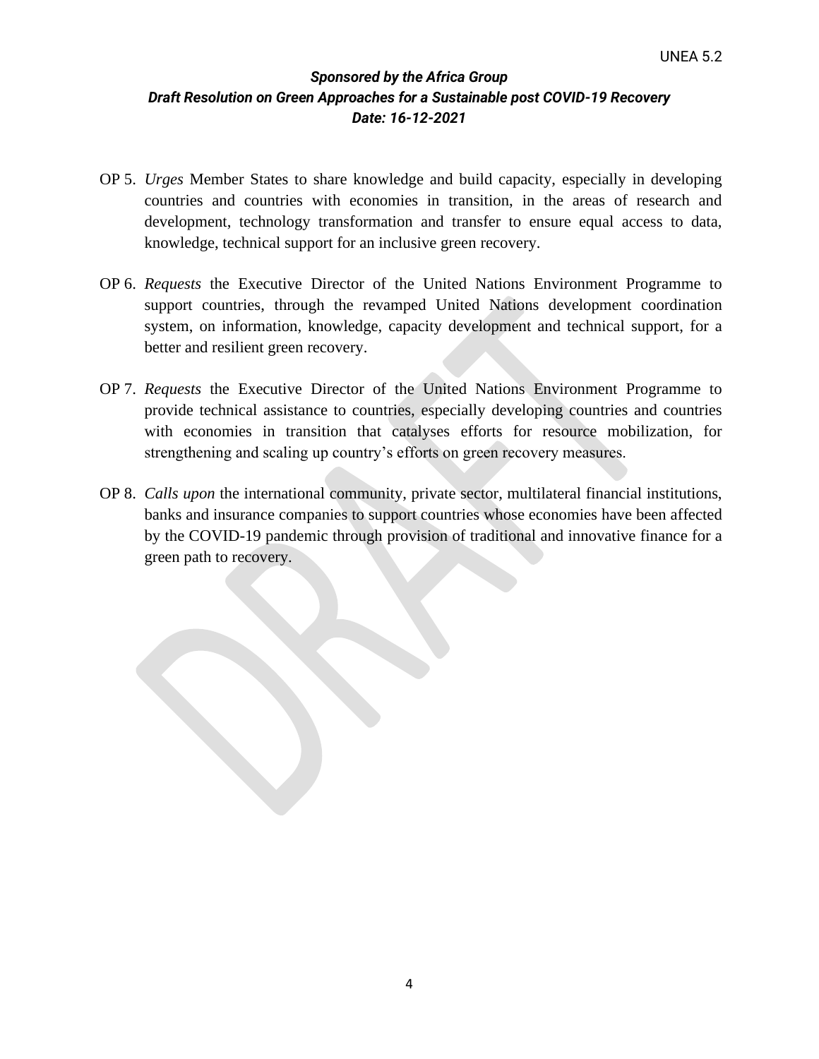OP 5. *Urges* Member States to share knowledge and build capacity, especially in developing countries and countries with economies in transition, in the areas of research and development, technology transformation and transfer to ensure equal access to data, knowledge, technical support for an inclusive green recovery.

OP 6. *Requests* the Executive Director of the United Nations Environment Programme to support countries, through the revamped United Nations development coordination system, on information, knowledge, capacity development and technical support, for a better and resilient green recovery.

OP 7. *Requests* the Executive Director of the United Nations Environment Programme to provide technical assistance to countries, especially developing countries and countries with economies in transition that catalyses efforts for resource mobilization, for strengthening and scaling up country's efforts on green recovery measures.

OP 8. *Calls upon* the international community, private sector, multilateral financial institutions, banks and insurance companies to support countries whose economies have been affected by the COVID-19 pandemic through provision of traditional and innovative finance for a green path to recovery.